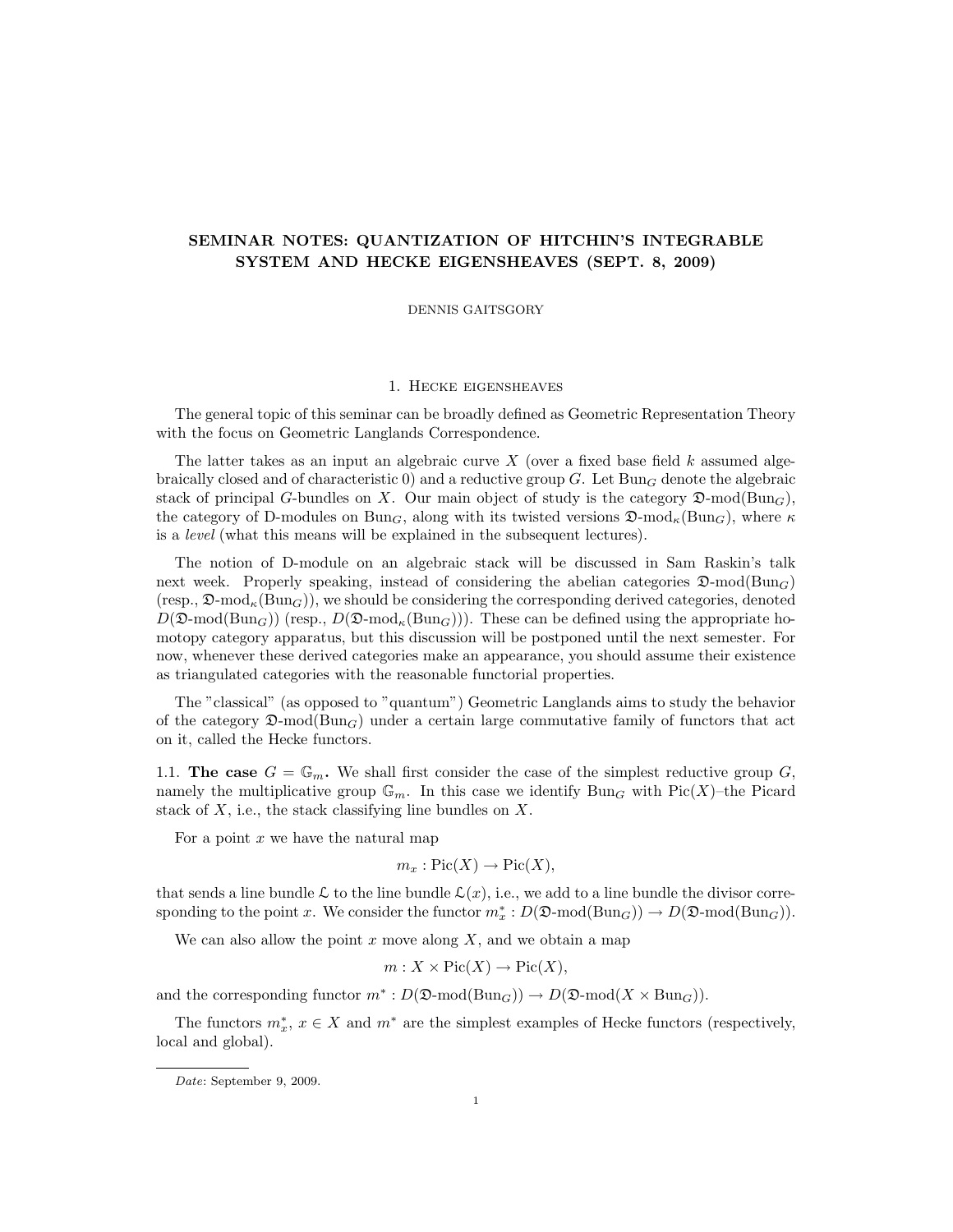# SEMINAR NOTES: QUANTIZATION OF HITCHIN'S INTEGRABLE SYSTEM AND HECKE EIGENSHEAVES (SEPT. 8, 2009)

DENNIS GAITSGORY

## 1. Hecke eigensheaves

The general topic of this seminar can be broadly defined as Geometric Representation Theory with the focus on Geometric Langlands Correspondence.

The latter takes as an input an algebraic curve $X$ (over a fixed base field $k$ assumed algebraically closed and of characteristic 0) and a reductive group $G$. Let $\mathrm{Bun}_G$ denote the algebraic stack of principal $G$-bundles on $X$. Our main object of study is the category $\mathfrak{D}\text{-mod}(\mathrm{Bun}_G)$, the category of D-modules on $\mathrm{Bun}_G$, along with its twisted versions $\mathfrak{D}\text{-mod}_\kappa(\mathrm{Bun}_G)$, where $\kappa$ is a *level* (what this means will be explained in the subsequent lectures).

The notion of D-module on an algebraic stack will be discussed in Sam Raskin's talk next week. Properly speaking, instead of considering the abelian categories $\mathfrak{D}\text{-mod}(\mathrm{Bun}_G)$ (resp., $\mathfrak{D}\text{-mod}_\kappa(\mathrm{Bun}_G)$), we should be considering the corresponding derived categories, denoted $D(\mathfrak{D}\text{-mod}(\mathrm{Bun}_G))$ (resp., $D(\mathfrak{D}\text{-mod}_\kappa(\mathrm{Bun}_G))$). These can be defined using the appropriate homotopy category apparatus, but this discussion will be postponed until the next semester. For now, whenever these derived categories make an appearance, you should assume their existence as triangulated categories with the reasonable functorial properties.

The "classical" (as opposed to "quantum") Geometric Langlands aims to study the behavior of the category $\mathfrak{D}\text{-mod}(\mathrm{Bun}_G)$ under a certain large commutative family of functors that act on it, called the Hecke functors.

1.1. **The case $G = \mathbb{G}_m$.** We shall first consider the case of the simplest reductive group $G$, namely the multiplicative group $\mathbb{G}_m$. In this case we identify $\mathrm{Bun}_G$ with $\mathrm{Pic}(X)$–the Picard stack of $X$, i.e., the stack classifying line bundles on $X$.

For a point $x$ we have the natural map

$$m_x : \mathrm{Pic}(X) \to \mathrm{Pic}(X),$$

that sends a line bundle $\mathcal{L}$ to the line bundle $\mathcal{L}(x)$, i.e., we add to a line bundle the divisor corresponding to the point $x$. We consider the functor $m_x^* : D(\mathfrak{D}\text{-mod}(\mathrm{Bun}_G)) \to D(\mathfrak{D}\text{-mod}(\mathrm{Bun}_G))$.

We can also allow the point $x$ move along $X$, and we obtain a map

$$m : X \times \mathrm{Pic}(X) \to \mathrm{Pic}(X),$$

and the corresponding functor $m^* : D(\mathfrak{D}\text{-mod}(\mathrm{Bun}_G)) \to D(\mathfrak{D}\text{-mod}(X \times \mathrm{Bun}_G))$.

The functors $m_x^*$, $x \in X$ and $m^*$ are the simplest examples of Hecke functors (respectively, local and global).

*Date*: September 9, 2009.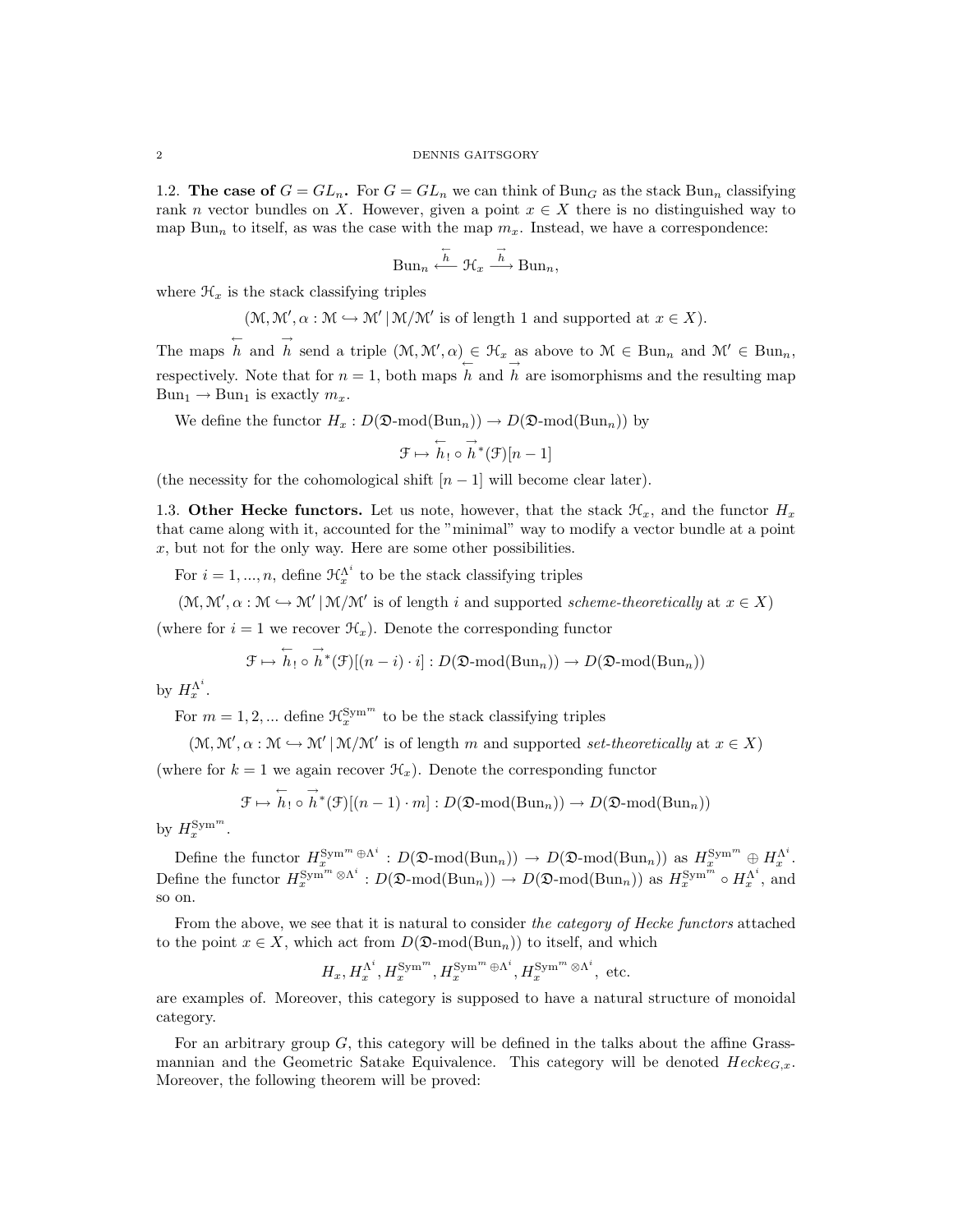**1.2. The case of $G = GL_n$.** For $G = GL_n$ we can think of $\mathrm{Bun}_G$ as the stack $\mathrm{Bun}_n$ classifying rank $n$ vector bundles on $X$. However, given a point $x \in X$ there is no distinguished way to map $\mathrm{Bun}_n$ to itself, as was the case with the map $m_x$. Instead, we have a correspondence:

$$\mathrm{Bun}_n \xleftarrow{\overleftarrow{h}} \mathcal{H}_x \xrightarrow{\overrightarrow{h}} \mathrm{Bun}_n,$$

where $\mathcal{H}_x$ is the stack classifying triples

$$(\mathcal{M}, \mathcal{M}', \alpha : \mathcal{M} \hookrightarrow \mathcal{M}' \,|\, \mathcal{M}/\mathcal{M}' \text{ is of length 1 and supported at } x \in X).$$

The maps $\overleftarrow{h}$ and $\overrightarrow{h}$ send a triple $(\mathcal{M}, \mathcal{M}', \alpha) \in \mathcal{H}_x$ as above to $\mathcal{M} \in \mathrm{Bun}_n$ and $\mathcal{M}' \in \mathrm{Bun}_n$, respectively. Note that for $n = 1$, both maps $\overleftarrow{h}$ and $\overrightarrow{h}$ are isomorphisms and the resulting map $\mathrm{Bun}_1 \to \mathrm{Bun}_1$ is exactly $m_x$.

We define the functor $H_x : D(\mathfrak{D}\text{-mod}(\mathrm{Bun}_n)) \to D(\mathfrak{D}\text{-mod}(\mathrm{Bun}_n))$ by

$$\mathcal{F} \mapsto \overleftarrow{h}_! \circ \overrightarrow{h}^*(\mathcal{F})[n-1]$$

(the necessity for the cohomological shift $[n-1]$ will become clear later).

**1.3. Other Hecke functors.** Let us note, however, that the stack $\mathcal{H}_x$, and the functor $H_x$ that came along with it, accounted for the "minimal" way to modify a vector bundle at a point $x$, but not for the only way. Here are some other possibilities.

For $i = 1, ..., n$, define $\mathcal{H}_x^{\Lambda^i}$ to be the stack classifying triples

$$(\mathcal{M}, \mathcal{M}', \alpha : \mathcal{M} \hookrightarrow \mathcal{M}' \,|\, \mathcal{M}/\mathcal{M}' \text{ is of length } i \text{ and supported } \textit{scheme-theoretically} \text{ at } x \in X)$$

(where for $i = 1$ we recover $\mathcal{H}_x$). Denote the corresponding functor

$$\mathcal{F} \mapsto \overleftarrow{h}_! \circ \overrightarrow{h}^*(\mathcal{F})[(n-i) \cdot i] : D(\mathfrak{D}\text{-mod}(\mathrm{Bun}_n)) \to D(\mathfrak{D}\text{-mod}(\mathrm{Bun}_n))$$

by $H_x^{\Lambda^i}$.

For $m = 1, 2, ...$ define $\mathcal{H}_x^{\mathrm{Sym}^m}$ to be the stack classifying triples

$$(\mathcal{M}, \mathcal{M}', \alpha : \mathcal{M} \hookrightarrow \mathcal{M}' \,|\, \mathcal{M}/\mathcal{M}' \text{ is of length } m \text{ and supported } \textit{set-theoretically} \text{ at } x \in X)$$

(where for $k = 1$ we again recover $\mathcal{H}_x$). Denote the corresponding functor

$$\mathcal{F} \mapsto \overleftarrow{h}_! \circ \overrightarrow{h}^*(\mathcal{F})[(n-1) \cdot m] : D(\mathfrak{D}\text{-mod}(\mathrm{Bun}_n)) \to D(\mathfrak{D}\text{-mod}(\mathrm{Bun}_n))$$

by $H_x^{\mathrm{Sym}^m}$.

Define the functor $H_x^{\mathrm{Sym}^m \oplus \Lambda^i} : D(\mathfrak{D}\text{-mod}(\mathrm{Bun}_n)) \to D(\mathfrak{D}\text{-mod}(\mathrm{Bun}_n))$ as $H_x^{\mathrm{Sym}^m} \oplus H_x^{\Lambda^i}$. Define the functor $H_x^{\mathrm{Sym}^m \otimes \Lambda^i} : D(\mathfrak{D}\text{-mod}(\mathrm{Bun}_n)) \to D(\mathfrak{D}\text{-mod}(\mathrm{Bun}_n))$ as $H_x^{\mathrm{Sym}^m} \circ H_x^{\Lambda^i}$, and so on.

From the above, we see that it is natural to consider *the category of Hecke functors* attached to the point $x \in X$, which act from $D(\mathfrak{D}\text{-mod}(\mathrm{Bun}_n))$ to itself, and which

$$H_x, H_x^{\Lambda^i}, H_x^{\mathrm{Sym}^m}, H_x^{\mathrm{Sym}^m \oplus \Lambda^i}, H_x^{\mathrm{Sym}^m \otimes \Lambda^i}, \text{ etc.}$$

are examples of. Moreover, this category is supposed to have a natural structure of monoidal category.

For an arbitrary group $G$, this category will be defined in the talks about the affine Grassmannian and the Geometric Satake Equivalence. This category will be denoted $Hecke_{G,x}$. Moreover, the following theorem will be proved: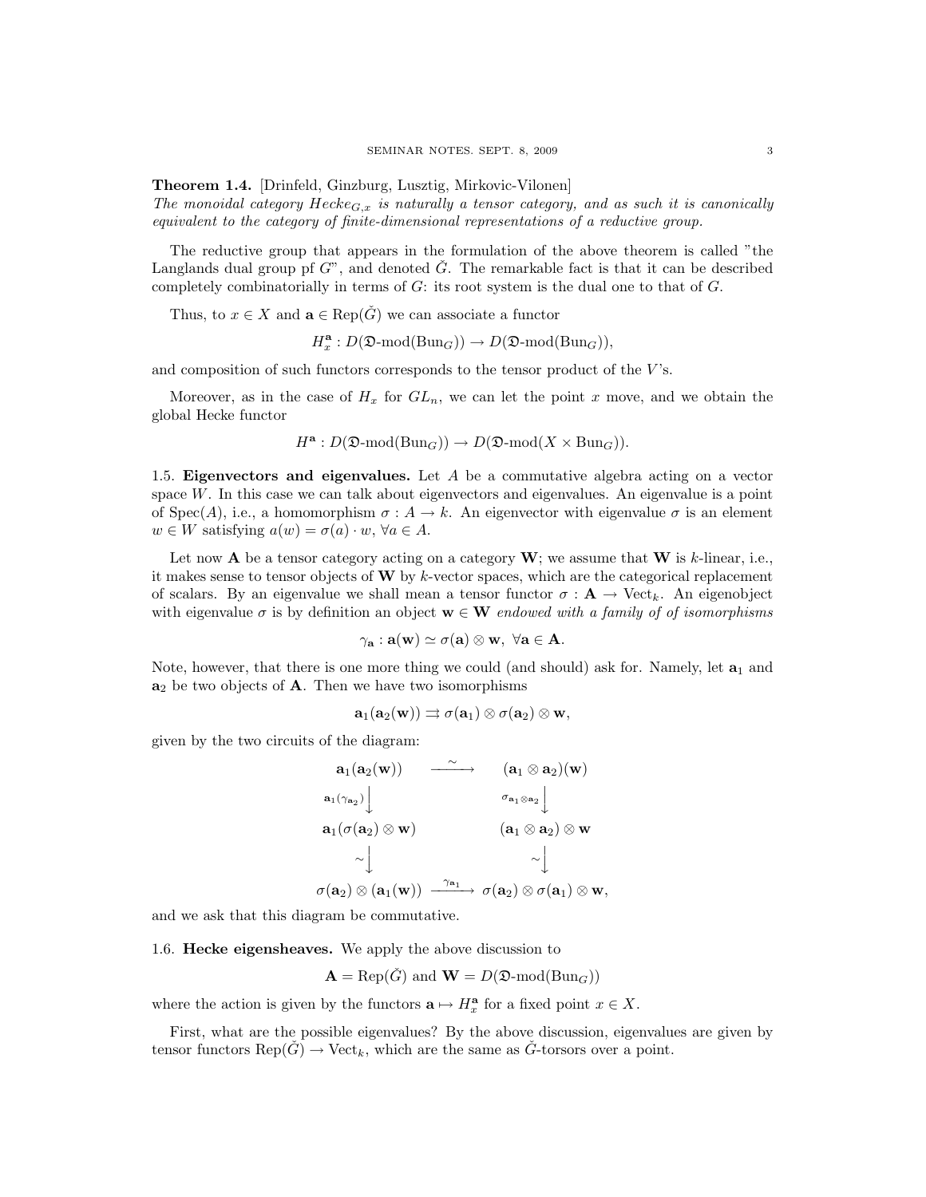**Theorem 1.4.** [Drinfeld, Ginzburg, Lusztig, Mirkovic-Vilonen]
*The monoidal category $Hecke_{G,x}$ is naturally a tensor category, and as such it is canonically equivalent to the category of finite-dimensional representations of a reductive group.*

The reductive group that appears in the formulation of the above theorem is called "the Langlands dual group pf $G$", and denoted $\check{G}$. The remarkable fact is that it can be described completely combinatorially in terms of $G$: its root system is the dual one to that of $G$.

Thus, to $x \in X$ and $\mathbf{a} \in \mathrm{Rep}(\check{G})$ we can associate a functor

$$H_x^{\mathbf{a}} : D(\mathfrak{D}\text{-mod}(\mathrm{Bun}_G)) \to D(\mathfrak{D}\text{-mod}(\mathrm{Bun}_G)),$$

and composition of such functors corresponds to the tensor product of the $V$'s.

Moreover, as in the case of $H_x$ for $GL_n$, we can let the point $x$ move, and we obtain the global Hecke functor

$$H^{\mathbf{a}} : D(\mathfrak{D}\text{-mod}(\mathrm{Bun}_G)) \to D(\mathfrak{D}\text{-mod}(X \times \mathrm{Bun}_G)).$$

1.5. **Eigenvectors and eigenvalues.** Let $A$ be a commutative algebra acting on a vector space $W$. In this case we can talk about eigenvectors and eigenvalues. An eigenvalue is a point of $\mathrm{Spec}(A)$, i.e., a homomorphism $\sigma : A \to k$. An eigenvector with eigenvalue $\sigma$ is an element $w \in W$ satisfying $a(w) = \sigma(a) \cdot w$, $\forall a \in A$.

Let now $\mathbf{A}$ be a tensor category acting on a category $\mathbf{W}$; we assume that $\mathbf{W}$ is $k$-linear, i.e., it makes sense to tensor objects of $\mathbf{W}$ by $k$-vector spaces, which are the categorical replacement of scalars. By an eigenvalue we shall mean a tensor functor $\sigma : \mathbf{A} \to \mathrm{Vect}_k$. An eigenobject with eigenvalue $\sigma$ is by definition an object $\mathbf{w} \in \mathbf{W}$ *endowed with a family of of isomorphisms*

$$\gamma_{\mathbf{a}} : \mathbf{a}(\mathbf{w}) \simeq \sigma(\mathbf{a}) \otimes \mathbf{w}, \ \forall \mathbf{a} \in \mathbf{A}.$$

Note, however, that there is one more thing we could (and should) ask for. Namely, let $\mathbf{a}_1$ and $\mathbf{a}_2$ be two objects of $\mathbf{A}$. Then we have two isomorphisms

$$\mathbf{a}_1(\mathbf{a}_2(\mathbf{w})) \rightrightarrows \sigma(\mathbf{a}_1) \otimes \sigma(\mathbf{a}_2) \otimes \mathbf{w},$$

given by the two circuits of the diagram:

$$\begin{array}{ccc}
\mathbf{a}_1(\mathbf{a}_2(\mathbf{w})) & \xrightarrow{\sim} & (\mathbf{a}_1 \otimes \mathbf{a}_2)(\mathbf{w}) \\
{\scriptstyle \mathbf{a}_1(\gamma_{\mathbf{a}_2})} \downarrow & & {\scriptstyle \sigma_{\mathbf{a}_1 \otimes \mathbf{a}_2}} \downarrow \\
\mathbf{a}_1(\sigma(\mathbf{a}_2) \otimes \mathbf{w}) & & (\mathbf{a}_1 \otimes \mathbf{a}_2) \otimes \mathbf{w} \\
\sim \downarrow & & \sim \downarrow \\
\sigma(\mathbf{a}_2) \otimes (\mathbf{a}_1(\mathbf{w})) & \xrightarrow{\gamma_{\mathbf{a}_1}} & \sigma(\mathbf{a}_2) \otimes \sigma(\mathbf{a}_1) \otimes \mathbf{w},
\end{array}$$

and we ask that this diagram be commutative.

1.6. **Hecke eigensheaves.** We apply the above discussion to

$$\mathbf{A} = \mathrm{Rep}(\check{G}) \text{ and } \mathbf{W} = D(\mathfrak{D}\text{-mod}(\mathrm{Bun}_G))$$

where the action is given by the functors $\mathbf{a} \mapsto H_x^{\mathbf{a}}$ for a fixed point $x \in X$.

First, what are the possible eigenvalues? By the above discussion, eigenvalues are given by tensor functors $\mathrm{Rep}(\check{G}) \to \mathrm{Vect}_k$, which are the same as $\check{G}$-torsors over a point.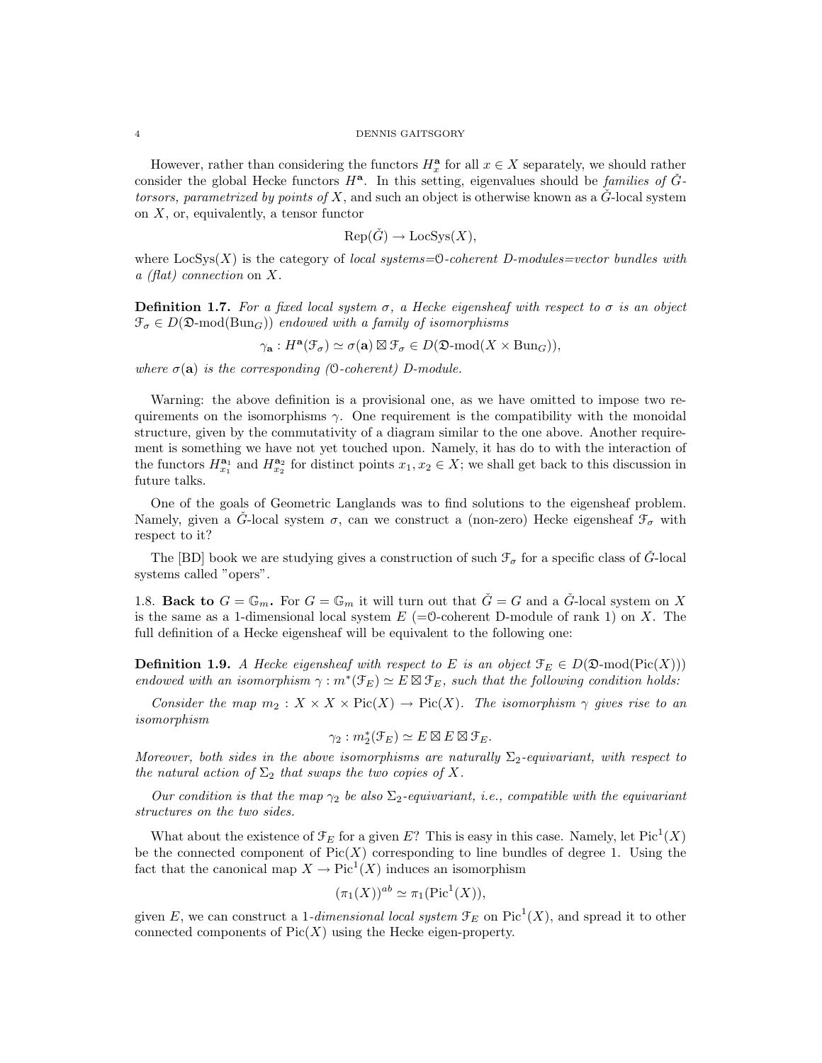However, rather than considering the functors $H_x^{\mathbf{a}}$ for all $x \in X$ separately, we should rather consider the global Hecke functors $H^{\mathbf{a}}$. In this setting, eigenvalues should be *families of $\check{G}$-torsors, parametrized by points of* $X$, and such an object is otherwise known as a $\check{G}$-local system on $X$, or, equivalently, a tensor functor

$$\mathrm{Rep}(\check{G}) \to \mathrm{LocSys}(X),$$

where $\mathrm{LocSys}(X)$ is the category of *local systems=$\mathcal{O}$-coherent D-modules=vector bundles with a (flat) connection* on $X$.

**Definition 1.7.** *For a fixed local system $\sigma$, a Hecke eigensheaf with respect to $\sigma$ is an object $\mathcal{F}_\sigma \in D(\mathfrak{D}\text{-mod}(\mathrm{Bun}_G))$ endowed with a family of isomorphisms*

$$\gamma_{\mathbf{a}} : H^{\mathbf{a}}(\mathcal{F}_\sigma) \simeq \sigma(\mathbf{a}) \boxtimes \mathcal{F}_\sigma \in D(\mathfrak{D}\text{-mod}(X \times \mathrm{Bun}_G)),$$

*where $\sigma(\mathbf{a})$ is the corresponding ($\mathcal{O}$-coherent) D-module.*

Warning: the above definition is a provisional one, as we have omitted to impose two requirements on the isomorphisms $\gamma$. One requirement is the compatibility with the monoidal structure, given by the commutativity of a diagram similar to the one above. Another requirement is something we have not yet touched upon. Namely, it has do to with the interaction of the functors $H_{x_1}^{\mathbf{a}_1}$ and $H_{x_2}^{\mathbf{a}_2}$ for distinct points $x_1, x_2 \in X$; we shall get back to this discussion in future talks.

One of the goals of Geometric Langlands was to find solutions to the eigensheaf problem. Namely, given a $\check{G}$-local system $\sigma$, can we construct a (non-zero) Hecke eigensheaf $\mathcal{F}_\sigma$ with respect to it?

The [BD] book we are studying gives a construction of such $\mathcal{F}_\sigma$ for a specific class of $\check{G}$-local systems called "opers".

1.8. **Back to $G = \mathbb{G}_m$.** For $G = \mathbb{G}_m$ it will turn out that $\check{G} = G$ and a $\check{G}$-local system on $X$ is the same as a 1-dimensional local system $E$ (=$\mathcal{O}$-coherent D-module of rank 1) on $X$. The full definition of a Hecke eigensheaf will be equivalent to the following one:

**Definition 1.9.** *A Hecke eigensheaf with respect to $E$ is an object $\mathcal{F}_E \in D(\mathfrak{D}\text{-mod}(\mathrm{Pic}(X)))$ endowed with an isomorphism $\gamma : m^*(\mathcal{F}_E) \simeq E \boxtimes \mathcal{F}_E$, such that the following condition holds:*

*Consider the map $m_2 : X \times X \times \mathrm{Pic}(X) \to \mathrm{Pic}(X)$. The isomorphism $\gamma$ gives rise to an isomorphism*

$$\gamma_2 : m_2^*(\mathcal{F}_E) \simeq E \boxtimes E \boxtimes \mathcal{F}_E.$$

*Moreover, both sides in the above isomorphisms are naturally $\Sigma_2$-equivariant, with respect to the natural action of $\Sigma_2$ that swaps the two copies of $X$.*

*Our condition is that the map $\gamma_2$ be also $\Sigma_2$-equivariant, i.e., compatible with the equivariant structures on the two sides.*

What about the existence of $\mathcal{F}_E$ for a given $E$? This is easy in this case. Namely, let $\mathrm{Pic}^1(X)$ be the connected component of $\mathrm{Pic}(X)$ corresponding to line bundles of degree 1. Using the fact that the canonical map $X \to \mathrm{Pic}^1(X)$ induces an isomorphism

$$(\pi_1(X))^{ab} \simeq \pi_1(\mathrm{Pic}^1(X)),$$

given $E$, we can construct a 1-*dimensional local system* $\mathcal{F}_E$ on $\mathrm{Pic}^1(X)$, and spread it to other connected components of $\mathrm{Pic}(X)$ using the Hecke eigen-property.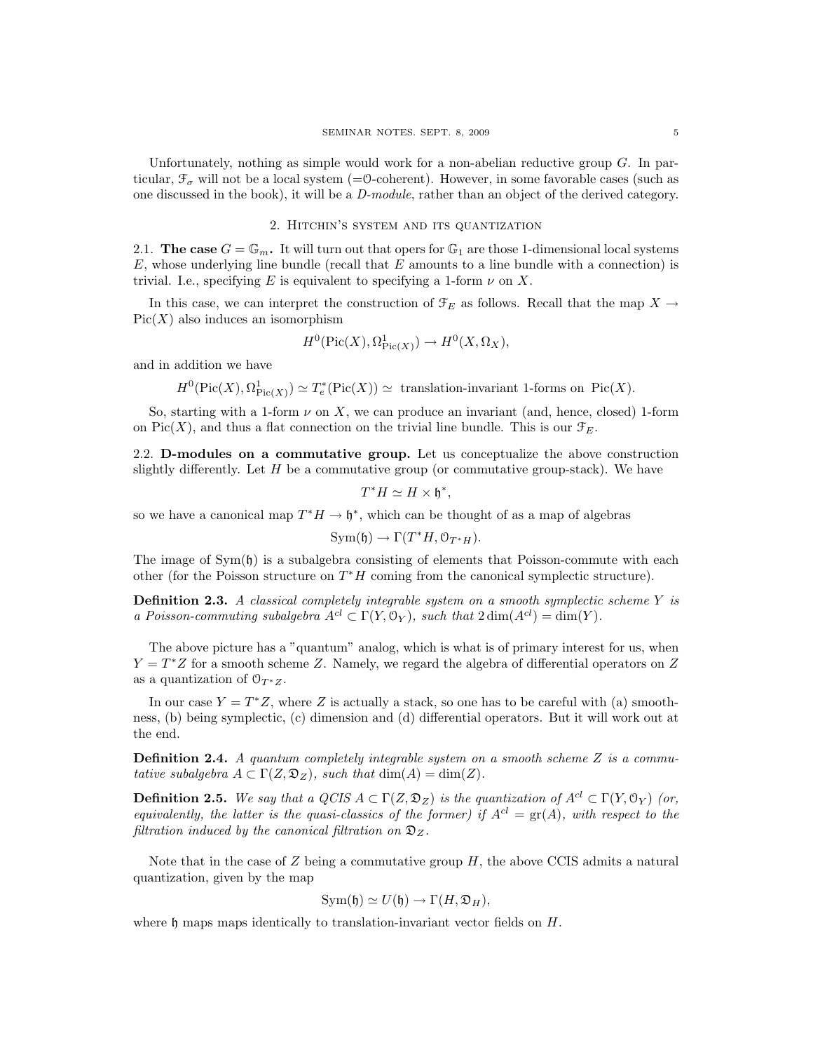Unfortunately, nothing as simple would work for a non-abelian reductive group $G$. In particular, $\mathcal{F}_\sigma$ will not be a local system (=$\mathcal{O}$-coherent). However, in some favorable cases (such as one discussed in the book), it will be a *D-module*, rather than an object of the derived category.

## 2. Hitchin's system and its quantization

**2.1. The case $G = \mathbb{G}_m$.** It will turn out that opers for $\mathbb{G}_1$ are those 1-dimensional local systems $E$, whose underlying line bundle (recall that $E$ amounts to a line bundle with a connection) is trivial. I.e., specifying $E$ is equivalent to specifying a 1-form $\nu$ on $X$.

In this case, we can interpret the construction of $\mathcal{F}_E$ as follows. Recall that the map $X \to \text{Pic}(X)$ also induces an isomorphism

$$H^0(\text{Pic}(X), \Omega^1_{\text{Pic}(X)}) \to H^0(X, \Omega_X),$$

and in addition we have

$$H^0(\text{Pic}(X), \Omega^1_{\text{Pic}(X)}) \simeq T^*_e(\text{Pic}(X)) \simeq \text{ translation-invariant 1-forms on } \text{Pic}(X).$$

So, starting with a 1-form $\nu$ on $X$, we can produce an invariant (and, hence, closed) 1-form on $\text{Pic}(X)$, and thus a flat connection on the trivial line bundle. This is our $\mathcal{F}_E$.

**2.2. D-modules on a commutative group.** Let us conceptualize the above construction slightly differently. Let $H$ be a commutative group (or commutative group-stack). We have

$$T^*H \simeq H \times \mathfrak{h}^*,$$

so we have a canonical map $T^*H \to \mathfrak{h}^*$, which can be thought of as a map of algebras

$$\text{Sym}(\mathfrak{h}) \to \Gamma(T^*H, \mathcal{O}_{T^*H}).$$

The image of $\text{Sym}(\mathfrak{h})$ is a subalgebra consisting of elements that Poisson-commute with each other (for the Poisson structure on $T^*H$ coming from the canonical symplectic structure).

**Definition 2.3.** *A classical completely integrable system on a smooth symplectic scheme $Y$ is a Poisson-commuting subalgebra $A^{cl} \subset \Gamma(Y, \mathcal{O}_Y)$, such that $2\dim(A^{cl}) = \dim(Y)$.*

The above picture has a "quantum" analog, which is what is of primary interest for us, when $Y = T^*Z$ for a smooth scheme $Z$. Namely, we regard the algebra of differential operators on $Z$ as a quantization of $\mathcal{O}_{T^*Z}$.

In our case $Y = T^*Z$, where $Z$ is actually a stack, so one has to be careful with (a) smoothness, (b) being symplectic, (c) dimension and (d) differential operators. But it will work out at the end.

**Definition 2.4.** *A quantum completely integrable system on a smooth scheme $Z$ is a commutative subalgebra $A \subset \Gamma(Z, \mathfrak{D}_Z)$, such that $\dim(A) = \dim(Z)$.*

**Definition 2.5.** *We say that a QCIS $A \subset \Gamma(Z, \mathfrak{D}_Z)$ is the quantization of $A^{cl} \subset \Gamma(Y, \mathcal{O}_Y)$ (or, equivalently, the latter is the quasi-classics of the former) if $A^{cl} = \text{gr}(A)$, with respect to the filtration induced by the canonical filtration on $\mathfrak{D}_Z$.*

Note that in the case of $Z$ being a commutative group $H$, the above CCIS admits a natural quantization, given by the map

$$\text{Sym}(\mathfrak{h}) \simeq U(\mathfrak{h}) \to \Gamma(H, \mathfrak{D}_H),$$

where $\mathfrak{h}$ maps maps identically to translation-invariant vector fields on $H$.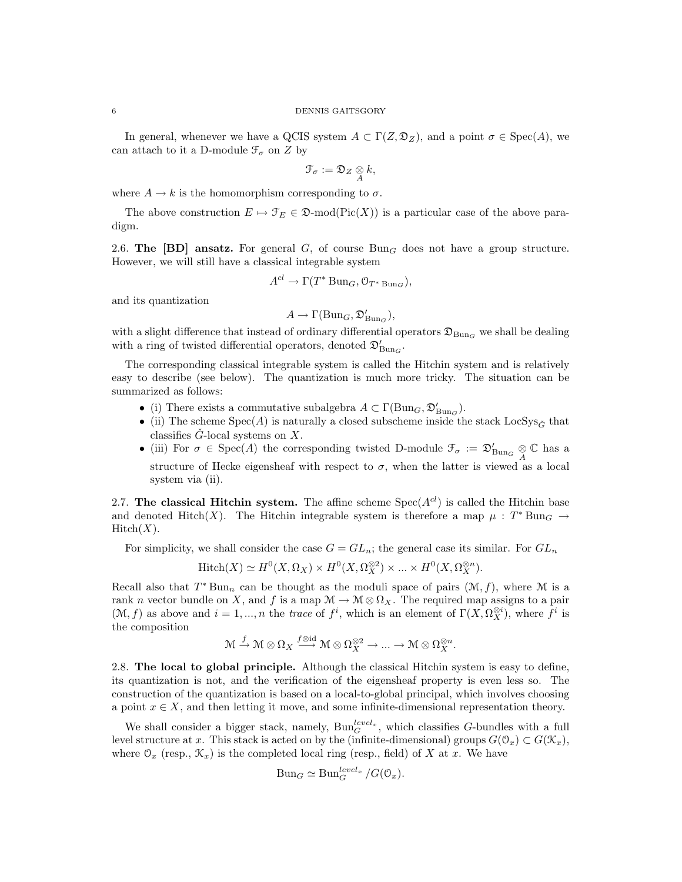In general, whenever we have a QCIS system $A \subset \Gamma(Z, \mathfrak{D}_Z)$, and a point $\sigma \in \mathrm{Spec}(A)$, we can attach to it a D-module $\mathcal{F}_\sigma$ on $Z$ by

$$\mathcal{F}_\sigma := \mathfrak{D}_Z \underset{A}{\otimes} k,$$

where $A \to k$ is the homomorphism corresponding to $\sigma$.

The above construction $E \mapsto \mathcal{F}_E \in \mathfrak{D}\text{-mod}(\mathrm{Pic}(X))$ is a particular case of the above paradigm.

**2.6. The [BD] ansatz.** For general $G$, of course $\mathrm{Bun}_G$ does not have a group structure. However, we will still have a classical integrable system

$$A^{cl} \to \Gamma(T^* \mathrm{Bun}_G, \mathcal{O}_{T^* \mathrm{Bun}_G}),$$

and its quantization

$$A \to \Gamma(\mathrm{Bun}_G, \mathfrak{D}'_{\mathrm{Bun}_G}),$$

with a slight difference that instead of ordinary differential operators $\mathfrak{D}_{\mathrm{Bun}_G}$ we shall be dealing with a ring of twisted differential operators, denoted $\mathfrak{D}'_{\mathrm{Bun}_G}$.

The corresponding classical integrable system is called the Hitchin system and is relatively easy to describe (see below). The quantization is much more tricky. The situation can be summarized as follows:

- (i) There exists a commutative subalgebra $A \subset \Gamma(\mathrm{Bun}_G, \mathfrak{D}'_{\mathrm{Bun}_G})$.
- (ii) The scheme $\mathrm{Spec}(A)$ is naturally a closed subscheme inside the stack $\mathrm{LocSys}_{\check{G}}$ that classifies $\check{G}$-local systems on $X$.
- (iii) For $\sigma \in \mathrm{Spec}(A)$ the corresponding twisted D-module $\mathcal{F}_\sigma := \mathfrak{D}'_{\mathrm{Bun}_G} \underset{A}{\otimes} \mathbb{C}$ has a structure of Hecke eigensheaf with respect to $\sigma$, when the latter is viewed as a local system via (ii).

**2.7. The classical Hitchin system.** The affine scheme $\mathrm{Spec}(A^{cl})$ is called the Hitchin base and denoted $\mathrm{Hitch}(X)$. The Hitchin integrable system is therefore a map $\mu : T^* \mathrm{Bun}_G \to \mathrm{Hitch}(X)$.

For simplicity, we shall consider the case $G = GL_n$; the general case its similar. For $GL_n$

$$\mathrm{Hitch}(X) \simeq H^0(X, \Omega_X) \times H^0(X, \Omega_X^{\otimes 2}) \times ... \times H^0(X, \Omega_X^{\otimes n}).$$

Recall also that $T^* \mathrm{Bun}_n$ can be thought as the moduli space of pairs $(\mathcal{M}, f)$, where $\mathcal{M}$ is a rank $n$ vector bundle on $X$, and $f$ is a map $\mathcal{M} \to \mathcal{M} \otimes \Omega_X$. The required map assigns to a pair $(\mathcal{M}, f)$ as above and $i = 1, ..., n$ the *trace* of $f^i$, which is an element of $\Gamma(X, \Omega_X^{\otimes i})$, where $f^i$ is the composition

$$\mathcal{M} \xrightarrow{f} \mathcal{M} \otimes \Omega_X \xrightarrow{f \otimes \mathrm{id}} \mathcal{M} \otimes \Omega_X^{\otimes 2} \to ... \to \mathcal{M} \otimes \Omega_X^{\otimes n}.$$

**2.8. The local to global principle.** Although the classical Hitchin system is easy to define, its quantization is not, and the verification of the eigensheaf property is even less so. The construction of the quantization is based on a local-to-global principal, which involves choosing a point $x \in X$, and then letting it move, and some infinite-dimensional representation theory.

We shall consider a bigger stack, namely, $\mathrm{Bun}_G^{level_x}$, which classifies $G$-bundles with a full level structure at $x$. This stack is acted on by the (infinite-dimensional) groups $G(\mathcal{O}_x) \subset G(\mathcal{K}_x)$, where $\mathcal{O}_x$ (resp., $\mathcal{K}_x$) is the completed local ring (resp., field) of $X$ at $x$. We have

$$\mathrm{Bun}_G \simeq \mathrm{Bun}_G^{level_x} / G(\mathcal{O}_x).$$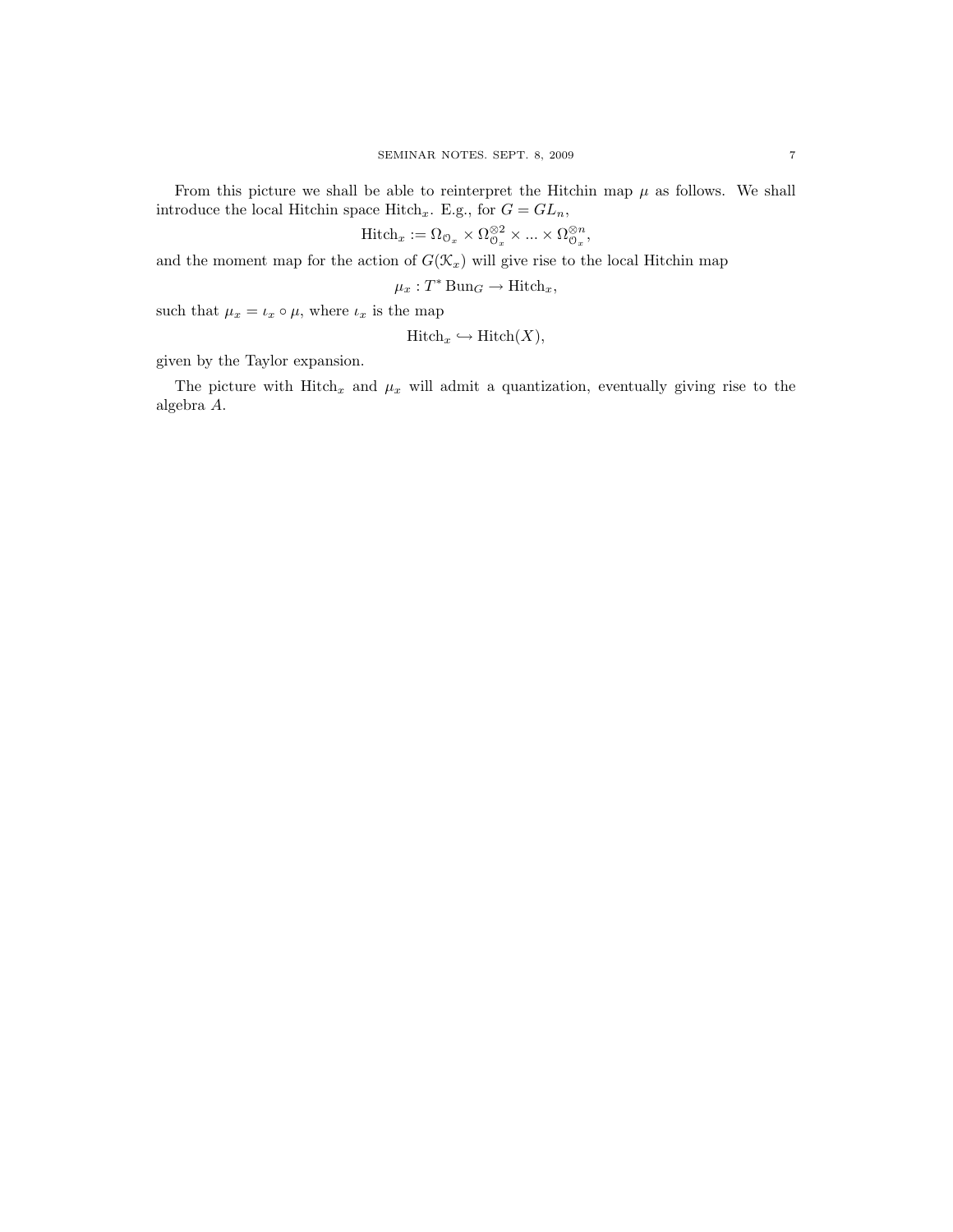From this picture we shall be able to reinterpret the Hitchin map $\mu$ as follows. We shall introduce the local Hitchin space $\mathrm{Hitch}_x$. E.g., for $G = GL_n$,

$$\mathrm{Hitch}_x := \Omega_{\mathcal{O}_x} \times \Omega_{\mathcal{O}_x}^{\otimes 2} \times ... \times \Omega_{\mathcal{O}_x}^{\otimes n},$$

and the moment map for the action of $G(\mathcal{K}_x)$ will give rise to the local Hitchin map

$$\mu_x : T^* \mathrm{Bun}_G \to \mathrm{Hitch}_x,$$

such that $\mu_x = \iota_x \circ \mu$, where $\iota_x$ is the map

$$\mathrm{Hitch}_x \hookrightarrow \mathrm{Hitch}(X),$$

given by the Taylor expansion.

The picture with $\mathrm{Hitch}_x$ and $\mu_x$ will admit a quantization, eventually giving rise to the algebra $A$.